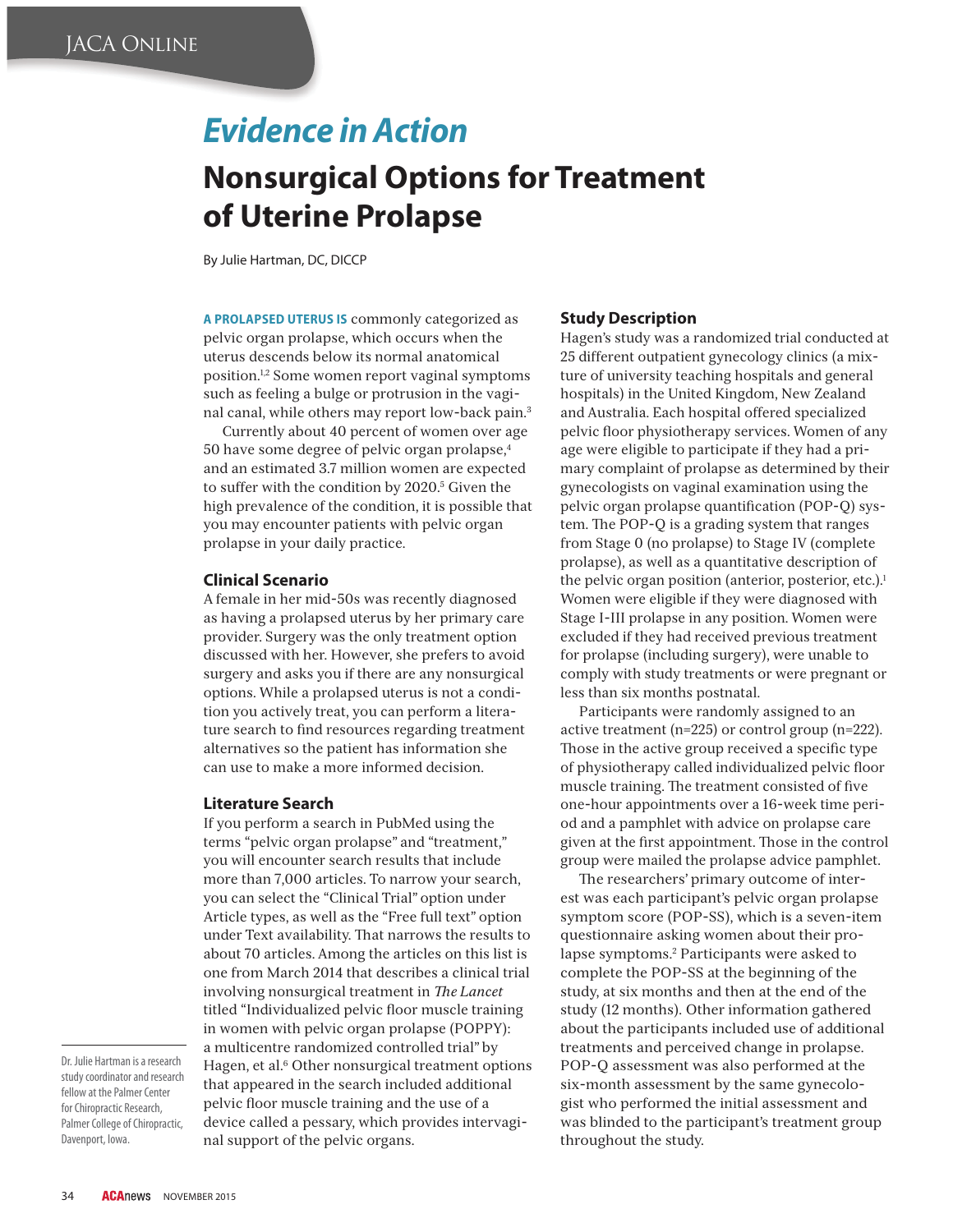*Evidence in Action*

# Nonsurgical Options for Treatment of Uterine Prolapse

By Julie Hartman, DC, DICCP

**A PROLAPSED UTERUS IS** commonly categorized as pelvic organ prolapse, which occurs when the uterus descends below its normal anatomical position.[1,2] Some women report vaginal symptoms such as feeling a bulge or protrusion in the vaginal canal, while others may report low-back pain.[3]

Currently about 40 percent of women over age 50 have some degree of pelvic organ prolapse,[4] and an estimated 3.7 million women are expected to suffer with the condition by 2020.[5] Given the high prevalence of the condition, it is possible that you may encounter patients with pelvic organ prolapse in your daily practice.

### Clinical Scenario

A female in her mid-50s was recently diagnosed as having a prolapsed uterus by her primary care provider. Surgery was the only treatment option discussed with her. However, she prefers to avoid surgery and asks you if there are any nonsurgical options. While a prolapsed uterus is not a condition you actively treat, you can perform a literature search to find resources regarding treatment alternatives so the patient has information she can use to make a more informed decision.

### Literature Search

If you perform a search in PubMed using the terms "pelvic organ prolapse" and "treatment," you will encounter search results that include more than 7,000 articles. To narrow your search, you can select the "Clinical Trial" option under Article types, as well as the "Free full text" option under Text availability. That narrows the results to about 70 articles. Among the articles on this list is one from March 2014 that describes a clinical trial involving nonsurgical treatment in *The Lancet* titled "Individualized pelvic floor muscle training in women with pelvic organ prolapse (POPPY): a multicentre randomized controlled trial" by Hagen, et al.[6] Other nonsurgical treatment options that appeared in the search included additional pelvic floor muscle training and the use of a device called a pessary, which provides intervaginal support of the pelvic organs.

### Study Description

Hagen's study was a randomized trial conducted at 25 different outpatient gynecology clinics (a mixture of university teaching hospitals and general hospitals) in the United Kingdom, New Zealand and Australia. Each hospital offered specialized pelvic floor physiotherapy services. Women of any age were eligible to participate if they had a primary complaint of prolapse as determined by their gynecologists on vaginal examination using the pelvic organ prolapse quantification (POP-Q) system. The POP-Q is a grading system that ranges from Stage 0 (no prolapse) to Stage IV (complete prolapse), as well as a quantitative description of the pelvic organ position (anterior, posterior, etc.).[1] Women were eligible if they were diagnosed with Stage I-III prolapse in any position. Women were excluded if they had received previous treatment for prolapse (including surgery), were unable to comply with study treatments or were pregnant or less than six months postnatal.

Participants were randomly assigned to an active treatment (n=225) or control group (n=222). Those in the active group received a specific type of physiotherapy called individualized pelvic floor muscle training. The treatment consisted of five one-hour appointments over a 16-week time period and a pamphlet with advice on prolapse care given at the first appointment. Those in the control group were mailed the prolapse advice pamphlet.

The researchers' primary outcome of interest was each participant's pelvic organ prolapse symptom score (POP-SS), which is a seven-item questionnaire asking women about their prolapse symptoms.[2] Participants were asked to complete the POP-SS at the beginning of the study, at six months and then at the end of the study (12 months). Other information gathered about the participants included use of additional treatments and perceived change in prolapse. POP-Q assessment was also performed at the six-month assessment by the same gynecologist who performed the initial assessment and was blinded to the participant's treatment group throughout the study.

Dr. Julie Hartman is a research study coordinator and research fellow at the Palmer Center for Chiropractic Research, Palmer College of Chiropractic, Davenport, Iowa.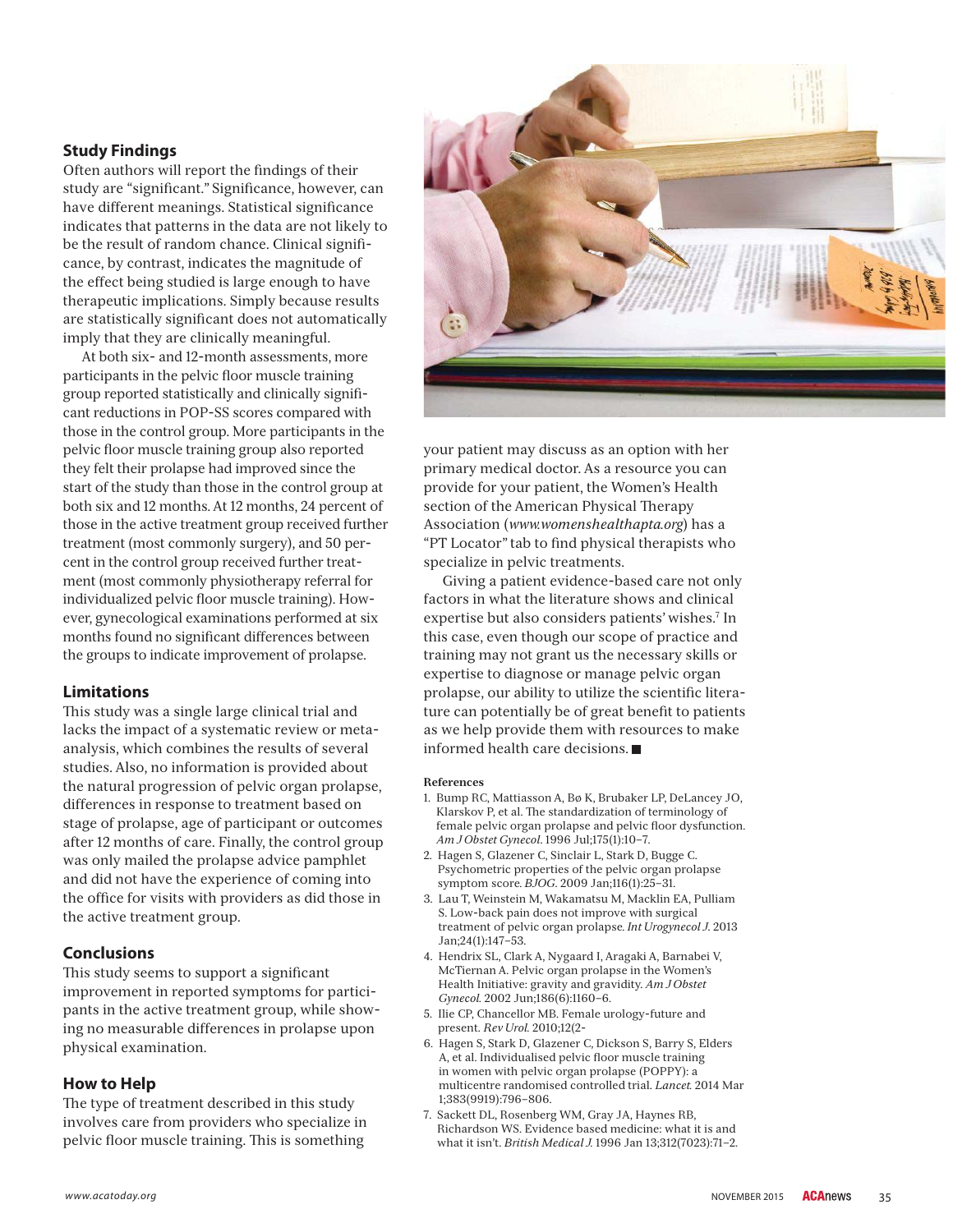## Study Findings

Often authors will report the findings of their study are "significant." Significance, however, can have different meanings. Statistical significance indicates that patterns in the data are not likely to be the result of random chance. Clinical significance, by contrast, indicates the magnitude of the effect being studied is large enough to have therapeutic implications. Simply because results are statistically significant does not automatically imply that they are clinically meaningful.

At both six- and 12-month assessments, more participants in the pelvic floor muscle training group reported statistically and clinically significant reductions in POP-SS scores compared with those in the control group. More participants in the pelvic floor muscle training group also reported they felt their prolapse had improved since the start of the study than those in the control group at both six and 12 months. At 12 months, 24 percent of those in the active treatment group received further treatment (most commonly surgery), and 50 percent in the control group received further treatment (most commonly physiotherapy referral for individualized pelvic floor muscle training). However, gynecological examinations performed at six months found no significant differences between the groups to indicate improvement of prolapse.

## Limitations

This study was a single large clinical trial and lacks the impact of a systematic review or meta-analysis, which combines the results of several studies. Also, no information is provided about the natural progression of pelvic organ prolapse, differences in response to treatment based on stage of prolapse, age of participant or outcomes after 12 months of care. Finally, the control group was only mailed the prolapse advice pamphlet and did not have the experience of coming into the office for visits with providers as did those in the active treatment group.

## Conclusions

This study seems to support a significant improvement in reported symptoms for participants in the active treatment group, while showing no measurable differences in prolapse upon physical examination.

## How to Help

The type of treatment described in this study involves care from providers who specialize in pelvic floor muscle training. This is something your patient may discuss as an option with her primary medical doctor. As a resource you can provide for your patient, the Women's Health section of the American Physical Therapy Association (*www.womenshealthapta.org*) has a "PT Locator" tab to find physical therapists who specialize in pelvic treatments.

Giving a patient evidence-based care not only factors in what the literature shows and clinical expertise but also considers patients' wishes.[7] In this case, even though our scope of practice and training may not grant us the necessary skills or expertise to diagnose or manage pelvic organ prolapse, our ability to utilize the scientific literature can potentially be of great benefit to patients as we help provide them with resources to make informed health care decisions. ■

### References

1. Bump RC, Mattiasson A, Bø K, Brubaker LP, DeLancey JO, Klarskov P, et al. The standardization of terminology of female pelvic organ prolapse and pelvic floor dysfunction. *Am J Obstet Gynecol.* 1996 Jul;175(1):10–7.
2. Hagen S, Glazener C, Sinclair L, Stark D, Bugge C. Psychometric properties of the pelvic organ prolapse symptom score. *BJOG.* 2009 Jan;116(1):25–31.
3. Lau T, Weinstein M, Wakamatsu M, Macklin EA, Pulliam S. Low-back pain does not improve with surgical treatment of pelvic organ prolapse. *Int Urogynecol J.* 2013 Jan;24(1):147–53.
4. Hendrix SL, Clark A, Nygaard I, Aragaki A, Barnabei V, McTiernan A. Pelvic organ prolapse in the Women's Health Initiative: gravity and gravidity. *Am J Obstet Gynecol.* 2002 Jun;186(6):1160–6.
5. Ilie CP, Chancellor MB. Female urology-future and present. *Rev Urol.* 2010;12(2-
6. Hagen S, Stark D, Glazener C, Dickson S, Barry S, Elders A, et al. Individualised pelvic floor muscle training in women with pelvic organ prolapse (POPPY): a multicentre randomised controlled trial. *Lancet.* 2014 Mar 1;383(9919):796–806.
7. Sackett DL, Rosenberg WM, Gray JA, Haynes RB, Richardson WS. Evidence based medicine: what it is and what it isn't. *British Medical J.* 1996 Jan 13;312(7023):71–2.